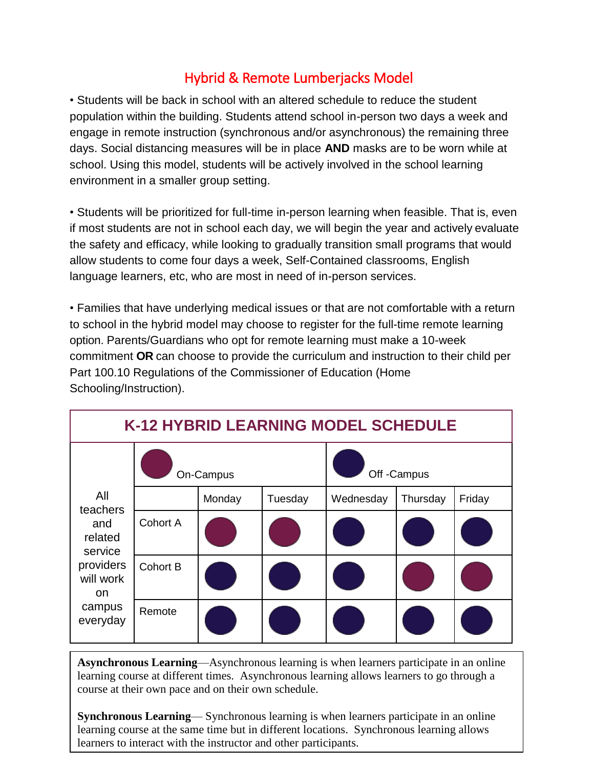# Hybrid & Remote Lumberjacks Model

• Students will be back in school with an altered schedule to reduce the student population within the building. Students attend school in-person two days a week and engage in remote instruction (synchronous and/or asynchronous) the remaining three days. Social distancing measures will be in place **AND** masks are to be worn while at school. Using this model, students will be actively involved in the school learning environment in a smaller group setting.

• Students will be prioritized for full-time in-person learning when feasible. That is, even if most students are not in school each day, we will begin the year and actively evaluate the safety and efficacy, while looking to gradually transition small programs that would allow students to come four days a week, Self-Contained classrooms, English language learners, etc, who are most in need of in-person services.

• Families that have underlying medical issues or that are not comfortable with a return to school in the hybrid model may choose to register for the full-time remote learning option. Parents/Guardians who opt for remote learning must make a 10-week commitment **OR** can choose to provide the curriculum and instruction to their child per Part 100.10 Regulations of the Commissioner of Education (Home Schooling/Instruction).

## K-12 HYBRID LEARNING MODEL SCHEDULE

| All teachers and related service providers will work on campus everyday | | Monday | Tuesday | Wednesday | Thursday | Friday |
|---|---|---|---|---|---|---|
| | Cohort A | On-Campus | On-Campus | Off-Campus | Off-Campus | Off-Campus |
| | Cohort B | Off-Campus | Off-Campus | Off-Campus | On-Campus | On-Campus |
| | Remote | Off-Campus | Off-Campus | Off-Campus | Off-Campus | Off-Campus |

**Asynchronous Learning**—Asynchronous learning is when learners participate in an online learning course at different times. Asynchronous learning allows learners to go through a course at their own pace and on their own schedule.

**Synchronous Learning**— Synchronous learning is when learners participate in an online learning course at the same time but in different locations. Synchronous learning allows learners to interact with the instructor and other participants.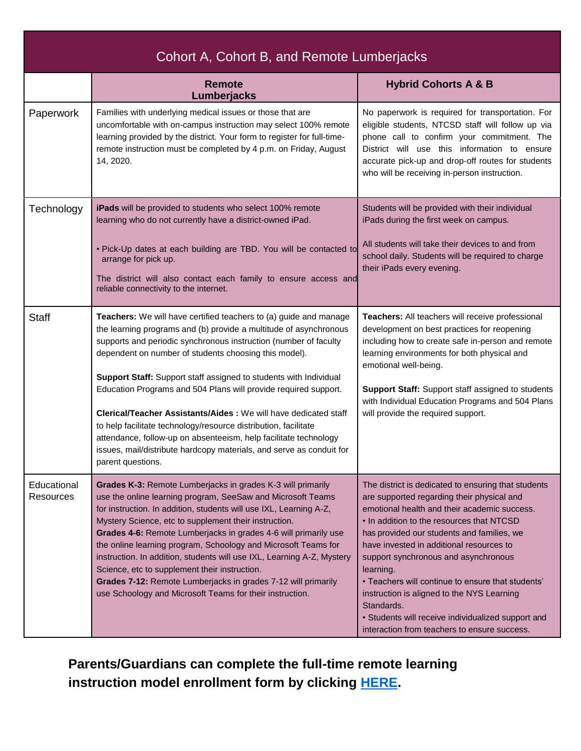| Cohort A, Cohort B, and Remote Lumberjacks | | |
|---|---|---|
| | **Remote Lumberjacks** | **Hybrid Cohorts A & B** |
| Paperwork | Families with underlying medical issues or those that are uncomfortable with on-campus instruction may select 100% remote learning provided by the district. Your form to register for full-time-remote instruction must be completed by 4 p.m. on Friday, August 14, 2020. | No paperwork is required for transportation. For eligible students, NTCSD staff will follow up via phone call to confirm your commitment. The District will use this information to ensure accurate pick-up and drop-off routes for students who will be receiving in-person instruction. |
| Technology | **iPads** will be provided to students who select 100% remote learning who do not currently have a district-owned iPad.<br><br>• Pick-Up dates at each building are TBD. You will be contacted to arrange for pick up.<br><br>The district will also contact each family to ensure access and reliable connectivity to the internet. | Students will be provided with their individual iPads during the first week on campus.<br><br>All students will take their devices to and from school daily. Students will be required to charge their iPads every evening. |
| Staff | **Teachers:** We will have certified teachers to (a) guide and manage the learning programs and (b) provide a multitude of asynchronous supports and periodic synchronous instruction (number of faculty dependent on number of students choosing this model).<br><br>**Support Staff:** Support staff assigned to students with Individual Education Programs and 504 Plans will provide required support.<br><br>**Clerical/Teacher Assistants/Aides :** We will have dedicated staff to help facilitate technology/resource distribution, facilitate attendance, follow-up on absenteeism, help facilitate technology issues, mail/distribute hardcopy materials, and serve as conduit for parent questions. | **Teachers:** All teachers will receive professional development on best practices for reopening including how to create safe in-person and remote learning environments for both physical and emotional well-being.<br><br>**Support Staff:** Support staff assigned to students with Individual Education Programs and 504 Plans will provide the required support. |
| Educational Resources | **Grades K-3:** Remote Lumberjacks in grades K-3 will primarily use the online learning program, SeeSaw and Microsoft Teams for instruction. In addition, students will use IXL, Learning A-Z, Mystery Science, etc to supplement their instruction.<br>**Grades 4-6:** Remote Lumberjacks in grades 4-6 will primarily use the online learning program, Schoology and Microsoft Teams for instruction. In addition, students will use IXL, Learning A-Z, Mystery Science, etc to supplement their instruction.<br>**Grades 7-12:** Remote Lumberjacks in grades 7-12 will primarily use Schoology and Microsoft Teams for their instruction. | The district is dedicated to ensuring that students are supported regarding their physical and emotional health and their academic success.<br>• In addition to the resources that NTCSD has provided our students and families, we have invested in additional resources to support synchronous and asynchronous learning.<br>• Teachers will continue to ensure that students' instruction is aligned to the NYS Learning Standards.<br>• Students will receive individualized support and interaction from teachers to ensure success. |

**Parents/Guardians can complete the full-time remote learning instruction model enrollment form by clicking HERE.**